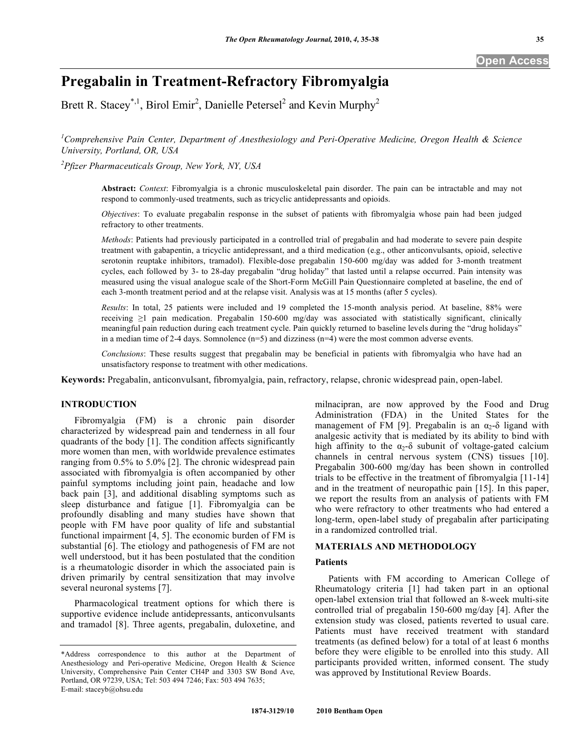# Pregabalin in Treatment-Refractory Fibromyalgia

Brett R. Stacey[*,1], Birol Emir[2], Danielle Petersel[2] and Kevin Murphy[2]

[1]Comprehensive Pain Center, Department of Anesthesiology and Peri-Operative Medicine, Oregon Health & Science University, Portland, OR, USA

[2]Pfizer Pharmaceuticals Group, New York, NY, USA

**Abstract:** *Context*: Fibromyalgia is a chronic musculoskeletal pain disorder. The pain can be intractable and may not respond to commonly-used treatments, such as tricyclic antidepressants and opioids.

*Objectives*: To evaluate pregabalin response in the subset of patients with fibromyalgia whose pain had been judged refractory to other treatments.

*Methods*: Patients had previously participated in a controlled trial of pregabalin and had moderate to severe pain despite treatment with gabapentin, a tricyclic antidepressant, and a third medication (e.g., other anticonvulsants, opioid, selective serotonin reuptake inhibitors, tramadol). Flexible-dose pregabalin 150-600 mg/day was added for 3-month treatment cycles, each followed by 3- to 28-day pregabalin "drug holiday" that lasted until a relapse occurred. Pain intensity was measured using the visual analogue scale of the Short-Form McGill Pain Questionnaire completed at baseline, the end of each 3-month treatment period and at the relapse visit. Analysis was at 15 months (after 5 cycles).

*Results*: In total, 25 patients were included and 19 completed the 15-month analysis period. At baseline, 88% were receiving ≥1 pain medication. Pregabalin 150-600 mg/day was associated with statistically significant, clinically meaningful pain reduction during each treatment cycle. Pain quickly returned to baseline levels during the "drug holidays" in a median time of 2-4 days. Somnolence (n=5) and dizziness (n=4) were the most common adverse events.

*Conclusions*: These results suggest that pregabalin may be beneficial in patients with fibromyalgia who have had an unsatisfactory response to treatment with other medications.

**Keywords:** Pregabalin, anticonvulsant, fibromyalgia, pain, refractory, relapse, chronic widespread pain, open-label.

## INTRODUCTION

Fibromyalgia (FM) is a chronic pain disorder characterized by widespread pain and tenderness in all four quadrants of the body [1]. The condition affects significantly more women than men, with worldwide prevalence estimates ranging from 0.5% to 5.0% [2]. The chronic widespread pain associated with fibromyalgia is often accompanied by other painful symptoms including joint pain, headache and low back pain [3], and additional disabling symptoms such as sleep disturbance and fatigue [1]. Fibromyalgia can be profoundly disabling and many studies have shown that people with FM have poor quality of life and substantial functional impairment [4, 5]. The economic burden of FM is substantial [6]. The etiology and pathogenesis of FM are not well understood, but it has been postulated that the condition is a rheumatologic disorder in which the associated pain is driven primarily by central sensitization that may involve several neuronal systems [7].

Pharmacological treatment options for which there is supportive evidence include antidepressants, anticonvulsants and tramadol [8]. Three agents, pregabalin, duloxetine, and milnacipran, are now approved by the Food and Drug Administration (FDA) in the United States for the management of FM [9]. Pregabalin is an $\alpha_2$-δ ligand with analgesic activity that is mediated by its ability to bind with high affinity to the $\alpha_2$-δ subunit of voltage-gated calcium channels in central nervous system (CNS) tissues [10]. Pregabalin 300-600 mg/day has been shown in controlled trials to be effective in the treatment of fibromyalgia [11-14] and in the treatment of neuropathic pain [15]. In this paper, we report the results from an analysis of patients with FM who were refractory to other treatments who had entered a long-term, open-label study of pregabalin after participating in a randomized controlled trial.

## MATERIALS AND METHODOLOGY

### Patients

Patients with FM according to American College of Rheumatology criteria [1] had taken part in an optional open-label extension trial that followed an 8-week multi-site controlled trial of pregabalin 150-600 mg/day [4]. After the extension study was closed, patients reverted to usual care. Patients must have received treatment with standard treatments (as defined below) for a total of at least 6 months before they were eligible to be enrolled into this study. All participants provided written, informed consent. The study was approved by Institutional Review Boards.

*Address correspondence to this author at the Department of Anesthesiology and Peri-operative Medicine, Oregon Health & Science University, Comprehensive Pain Center CH4P and 3303 SW Bond Ave, Portland, OR 97239, USA; Tel: 503 494 7246; Fax: 503 494 7635; E-mail: staceyb@ohsu.edu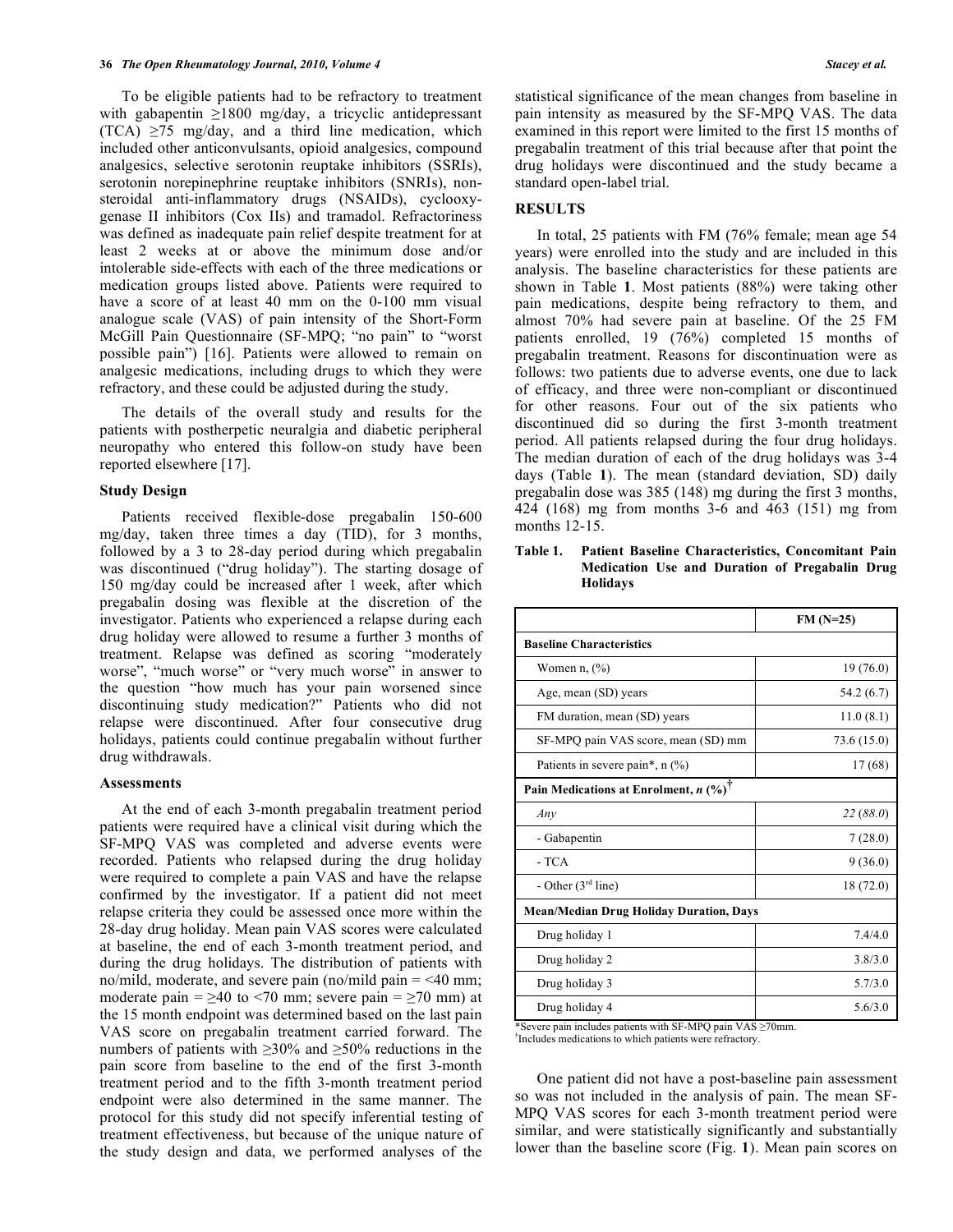To be eligible patients had to be refractory to treatment with gabapentin ≥1800 mg/day, a tricyclic antidepressant (TCA) ≥75 mg/day, and a third line medication, which included other anticonvulsants, opioid analgesics, compound analgesics, selective serotonin reuptake inhibitors (SSRIs), serotonin norepinephrine reuptake inhibitors (SNRIs), non-steroidal anti-inflammatory drugs (NSAIDs), cyclooxygenase II inhibitors (Cox IIs) and tramadol. Refractoriness was defined as inadequate pain relief despite treatment for at least 2 weeks at or above the minimum dose and/or intolerable side-effects with each of the three medications or medication groups listed above. Patients were required to have a score of at least 40 mm on the 0-100 mm visual analogue scale (VAS) of pain intensity of the Short-Form McGill Pain Questionnaire (SF-MPQ; "no pain" to "worst possible pain") [16]. Patients were allowed to remain on analgesic medications, including drugs to which they were refractory, and these could be adjusted during the study.

The details of the overall study and results for the patients with postherpetic neuralgia and diabetic peripheral neuropathy who entered this follow-on study have been reported elsewhere [17].

### Study Design

Patients received flexible-dose pregabalin 150-600 mg/day, taken three times a day (TID), for 3 months, followed by a 3 to 28-day period during which pregabalin was discontinued ("drug holiday"). The starting dosage of 150 mg/day could be increased after 1 week, after which pregabalin dosing was flexible at the discretion of the investigator. Patients who experienced a relapse during each drug holiday were allowed to resume a further 3 months of treatment. Relapse was defined as scoring "moderately worse", "much worse" or "very much worse" in answer to the question "how much has your pain worsened since discontinuing study medication?" Patients who did not relapse were discontinued. After four consecutive drug holidays, patients could continue pregabalin without further drug withdrawals.

### Assessments

At the end of each 3-month pregabalin treatment period patients were required have a clinical visit during which the SF-MPQ VAS was completed and adverse events were recorded. Patients who relapsed during the drug holiday were required to complete a pain VAS and have the relapse confirmed by the investigator. If a patient did not meet relapse criteria they could be assessed once more within the 28-day drug holiday. Mean pain VAS scores were calculated at baseline, the end of each 3-month treatment period, and during the drug holidays. The distribution of patients with no/mild, moderate, and severe pain (no/mild pain = <40 mm; moderate pain = ≥40 to <70 mm; severe pain = ≥70 mm) at the 15 month endpoint was determined based on the last pain VAS score on pregabalin treatment carried forward. The numbers of patients with ≥30% and ≥50% reductions in the pain score from baseline to the end of the first 3-month treatment period and to the fifth 3-month treatment period endpoint were also determined in the same manner. The protocol for this study did not specify inferential testing of treatment effectiveness, but because of the unique nature of the study design and data, we performed analyses of the statistical significance of the mean changes from baseline in pain intensity as measured by the SF-MPQ VAS. The data examined in this report were limited to the first 15 months of pregabalin treatment of this trial because after that point the drug holidays were discontinued and the study became a standard open-label trial.

## RESULTS

In total, 25 patients with FM (76% female; mean age 54 years) were enrolled into the study and are included in this analysis. The baseline characteristics for these patients are shown in Table **1**. Most patients (88%) were taking other pain medications, despite being refractory to them, and almost 70% had severe pain at baseline. Of the 25 FM patients enrolled, 19 (76%) completed 15 months of pregabalin treatment. Reasons for discontinuation were as follows: two patients due to adverse events, one due to lack of efficacy, and three were non-compliant or discontinued for other reasons. Four out of the six patients who discontinued did so during the first 3-month treatment period. All patients relapsed during the four drug holidays. The median duration of each of the drug holidays was 3-4 days (Table **1**). The mean (standard deviation, SD) daily pregabalin dose was 385 (148) mg during the first 3 months, 424 (168) mg from months 3-6 and 463 (151) mg from months 12-15.

**Table 1. Patient Baseline Characteristics, Concomitant Pain Medication Use and Duration of Pregabalin Drug Holidays**

| | FM (N=25) |
|---|---|
| **Baseline Characteristics** | |
| Women n, (%) | 19 (76.0) |
| Age, mean (SD) years | 54.2 (6.7) |
| FM duration, mean (SD) years | 11.0 (8.1) |
| SF-MPQ pain VAS score, mean (SD) mm | 73.6 (15.0) |
| Patients in severe pain*, n (%) | 17 (68) |
| **Pain Medications at Enrolment, *n* (%)[†]** | |
| *Any* | *22* (*88.0*) |
| - Gabapentin | 7 (28.0) |
| - TCA | 9 (36.0) |
| - Other (3rd line) | 18 (72.0) |
| **Mean/Median Drug Holiday Duration, Days** | |
| Drug holiday 1 | 7.4/4.0 |
| Drug holiday 2 | 3.8/3.0 |
| Drug holiday 3 | 5.7/3.0 |
| Drug holiday 4 | 5.6/3.0 |

*Severe pain includes patients with SF-MPQ pain VAS ≥70mm.
[†]Includes medications to which patients were refractory.

One patient did not have a post-baseline pain assessment so was not included in the analysis of pain. The mean SF-MPQ VAS scores for each 3-month treatment period were similar, and were statistically significantly and substantially lower than the baseline score (Fig. **1**). Mean pain scores on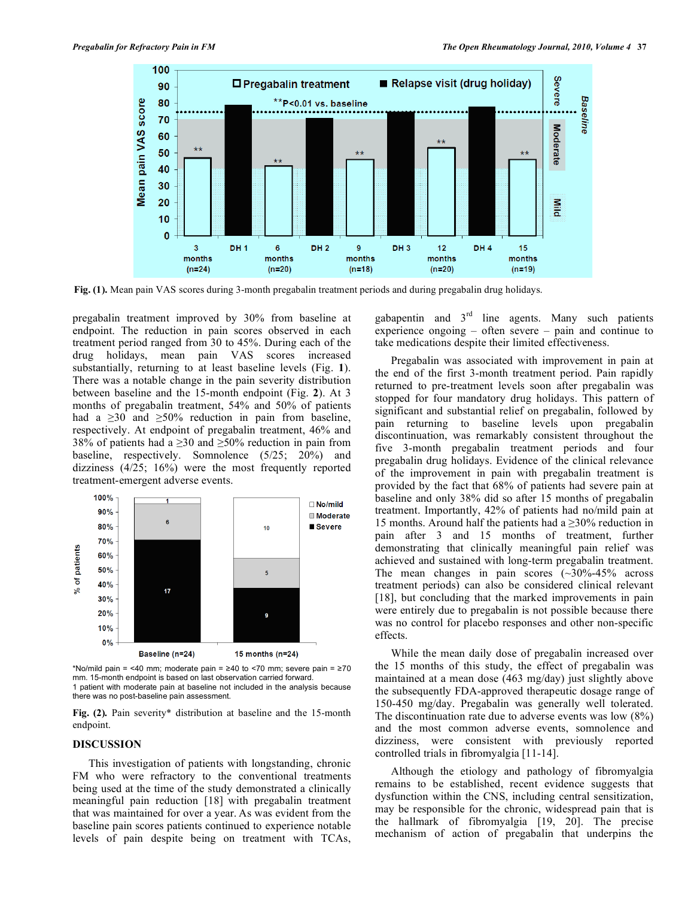Fig. (1). Mean pain VAS scores during 3-month pregabalin treatment periods and during pregabalin drug holidays.

pregabalin treatment improved by 30% from baseline at endpoint. The reduction in pain scores observed in each treatment period ranged from 30 to 45%. During each of the drug holidays, mean pain VAS scores increased substantially, returning to at least baseline levels (Fig. 1). There was a notable change in the pain severity distribution between baseline and the 15-month endpoint (Fig. 2). At 3 months of pregabalin treatment, 54% and 50% of patients had a ≥30 and ≥50% reduction in pain from baseline, respectively. At endpoint of pregabalin treatment, 46% and 38% of patients had a ≥30 and ≥50% reduction in pain from baseline, respectively. Somnolence (5/25; 20%) and dizziness (4/25; 16%) were the most frequently reported treatment-emergent adverse events.

*No/mild pain = <40 mm; moderate pain = ≥40 to <70 mm; severe pain = ≥70 mm. 15-month endpoint is based on last observation carried forward.
1 patient with moderate pain at baseline not included in the analysis because there was no post-baseline pain assessment.

Fig. (2). Pain severity* distribution at baseline and the 15-month endpoint.

## DISCUSSION

This investigation of patients with longstanding, chronic FM who were refractory to the conventional treatments being used at the time of the study demonstrated a clinically meaningful pain reduction [18] with pregabalin treatment that was maintained for over a year. As was evident from the baseline pain scores patients continued to experience notable levels of pain despite being on treatment with TCAs, gabapentin and 3rd line agents. Many such patients experience ongoing – often severe – pain and continue to take medications despite their limited effectiveness.

Pregabalin was associated with improvement in pain at the end of the first 3-month treatment period. Pain rapidly returned to pre-treatment levels soon after pregabalin was stopped for four mandatory drug holidays. This pattern of significant and substantial relief on pregabalin, followed by pain returning to baseline levels upon pregabalin discontinuation, was remarkably consistent throughout the five 3-month pregabalin treatment periods and four pregabalin drug holidays. Evidence of the clinical relevance of the improvement in pain with pregabalin treatment is provided by the fact that 68% of patients had severe pain at baseline and only 38% did so after 15 months of pregabalin treatment. Importantly, 42% of patients had no/mild pain at 15 months. Around half the patients had a ≥30% reduction in pain after 3 and 15 months of treatment, further demonstrating that clinically meaningful pain relief was achieved and sustained with long-term pregabalin treatment. The mean changes in pain scores (~30%-45% across treatment periods) can also be considered clinical relevant [18], but concluding that the marked improvements in pain were entirely due to pregabalin is not possible because there was no control for placebo responses and other non-specific effects.

While the mean daily dose of pregabalin increased over the 15 months of this study, the effect of pregabalin was maintained at a mean dose (463 mg/day) just slightly above the subsequently FDA-approved therapeutic dosage range of 150-450 mg/day. Pregabalin was generally well tolerated. The discontinuation rate due to adverse events was low (8%) and the most common adverse events, somnolence and dizziness, were consistent with previously reported controlled trials in fibromyalgia [11-14].

Although the etiology and pathology of fibromyalgia remains to be established, recent evidence suggests that dysfunction within the CNS, including central sensitization, may be responsible for the chronic, widespread pain that is the hallmark of fibromyalgia [19, 20]. The precise mechanism of action of pregabalin that underpins the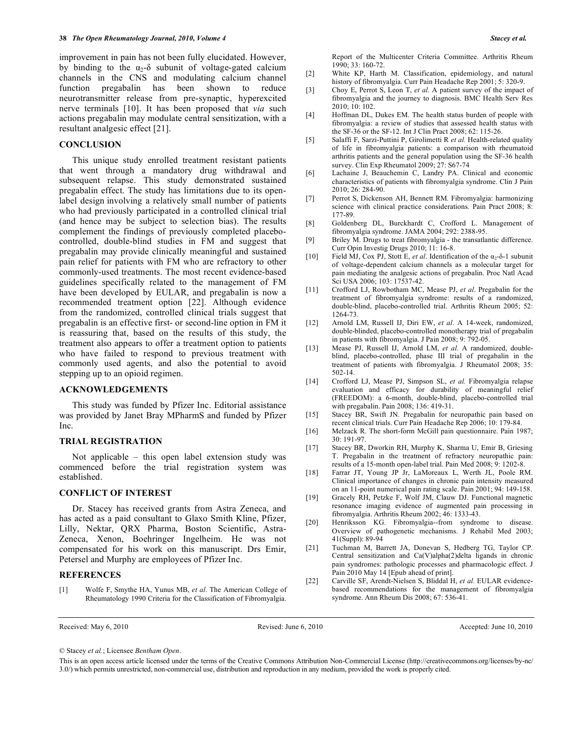improvement in pain has not been fully elucidated. However, by binding to the $\alpha_2$-$\delta$ subunit of voltage-gated calcium channels in the CNS and modulating calcium channel function pregabalin has been shown to reduce neurotransmitter release from pre-synaptic, hyperexcited nerve terminals [10]. It has been proposed that *via* such actions pregabalin may modulate central sensitization, with a resultant analgesic effect [21].

## CONCLUSION

This unique study enrolled treatment resistant patients that went through a mandatory drug withdrawal and subsequent relapse. This study demonstrated sustained pregabalin effect. The study has limitations due to its open-label design involving a relatively small number of patients who had previously participated in a controlled clinical trial (and hence may be subject to selection bias). The results complement the findings of previously completed placebo-controlled, double-blind studies in FM and suggest that pregabalin may provide clinically meaningful and sustained pain relief for patients with FM who are refractory to other commonly-used treatments. The most recent evidence-based guidelines specifically related to the management of FM have been developed by EULAR, and pregabalin is now a recommended treatment option [22]. Although evidence from the randomized, controlled clinical trials suggest that pregabalin is an effective first- or second-line option in FM it is reassuring that, based on the results of this study, the treatment also appears to offer a treatment option to patients who have failed to respond to previous treatment with commonly used agents, and also the potential to avoid stepping up to an opioid regimen.

## ACKNOWLEDGEMENTS

This study was funded by Pfizer Inc. Editorial assistance was provided by Janet Bray MPharmS and funded by Pfizer Inc.

## TRIAL REGISTRATION

Not applicable – this open label extension study was commenced before the trial registration system was established.

## CONFLICT OF INTEREST

Dr. Stacey has received grants from Astra Zeneca, and has acted as a paid consultant to Glaxo Smith Kline, Pfizer, Lilly, Nektar, QRX Pharma, Boston Scientific, Astra-Zeneca, Xenon, Boehringer Ingelheim. He was not compensated for his work on this manuscript. Drs Emir, Petersel and Murphy are employees of Pfizer Inc.

## REFERENCES

[1] Wolfe F, Smythe HA, Yunus MB, *et al*. The American College of Rheumatology 1990 Criteria for the Classification of Fibromyalgia. Report of the Multicenter Criteria Committee. Arthritis Rheum 1990; 33: 160-72.

[2] White KP, Harth M. Classification, epidemiology, and natural history of fibromyalgia. Curr Pain Headache Rep 2001; 5: 320-9.

[3] Choy E, Perrot S, Leon T, *et al.* A patient survey of the impact of fibromyalgia and the journey to diagnosis. BMC Health Serv Res 2010; 10: 102.

[4] Hoffman DL, Dukes EM. The health status burden of people with fibromyalgia: a review of studies that assessed health status with the SF-36 or the SF-12. Int J Clin Pract 2008; 62: 115-26.

[5] Salaffi F, Sarzi-Puttini P, Girolimetti R *et al.* Health-related quality of life in fibromyalgia patients: a comparison with rheumatoid arthritis patients and the general population using the SF-36 health survey. Clin Exp Rheumatol 2009; 27: S67-74

[6] Lachaine J, Beauchemin C, Landry PA. Clinical and economic characteristics of patients with fibromyalgia syndrome. Clin J Pain 2010; 26: 284-90.

[7] Perrot S, Dickenson AH, Bennett RM. Fibromyalgia: harmonizing science with clinical practice considerations. Pain Pract 2008; 8: 177-89.

[8] Goldenberg DL, Burckhardt C, Crofford L. Management of fibromyalgia syndrome. JAMA 2004; 292: 2388-95.

[9] Briley M. Drugs to treat fibromyalgia - the transatlantic difference. Curr Opin Investig Drugs 2010; 11: 16-8.

[10] Field MJ, Cox PJ, Stott E, *et al*. Identification of the $\alpha_2$-$\delta$-1 subunit of voltage-dependent calcium channels as a molecular target for pain mediating the analgesic actions of pregabalin. Proc Natl Acad Sci USA 2006; 103: 17537-42.

[11] Crofford LJ, Rowbotham MC, Mease PJ, *et al*. Pregabalin for the treatment of fibromyalgia syndrome: results of a randomized, double-blind, placebo-controlled trial. Arthritis Rheum 2005; 52: 1264-73.

[12] Arnold LM, Russell IJ, Diri EW, *et al*. A 14-week, randomized, double-blinded, placebo-controlled monotherapy trial of pregabalin in patients with fibromyalgia. J Pain 2008; 9: 792-05.

[13] Mease PJ, Russell IJ, Arnold LM, *et al*. A randomized, double-blind, placebo-controlled, phase III trial of pregabalin in the treatment of patients with fibromyalgia. J Rheumatol 2008; 35: 502-14.

[14] Crofford LJ, Mease PJ, Simpson SL, *et al.* Fibromyalgia relapse evaluation and efficacy for durability of meaningful relief (FREEDOM): a 6-month, double-blind, placebo-controlled trial with pregabalin. Pain 2008; 136: 419-31.

[15] Stacey BR, Swift JN. Pregabalin for neuropathic pain based on recent clinical trials. Curr Pain Headache Rep 2006; 10: 179-84.

[16] Melzack R. The short-form McGill pain questionnaire. Pain 1987; 30: 191-97.

[17] Stacey BR, Dworkin RH, Murphy K, Sharma U, Emir B, Griesing T. Pregabalin in the treatment of refractory neuropathic pain: results of a 15-month open-label trial. Pain Med 2008; 9: 1202-8.

[18] Farrar JT, Young JP Jr, LaMoreaux L, Werth JL, Poole RM. Clinical importance of changes in chronic pain intensity measured on an 11-point numerical pain rating scale. Pain 2001; 94: 149-158.

[19] Gracely RH, Petzke F, Wolf JM, Clauw DJ. Functional magnetic resonance imaging evidence of augmented pain processing in fibromyalgia. Arthritis Rheum 2002; 46: 1333-43.

[20] Henriksson KG. Fibromyalgia--from syndrome to disease. Overview of pathogenetic mechanisms. J Rehabil Med 2003; 41(Suppl): 89-94

[21] Tuchman M, Barrett JA, Donevan S, Hedberg TG, Taylor CP. Central sensitization and Ca(V)alpha(2)delta ligands in chronic pain syndromes: pathologic processes and pharmacologic effect. J Pain 2010 May 14 [Epub ahead of print].

[22] Carville SF, Arendt-Nielsen S, Bliddal H, *et al.* EULAR evidence-based recommendations for the management of fibromyalgia syndrome. Ann Rheum Dis 2008; 67: 536-41.

Received: May 6, 2010 Revised: June 6, 2010 Accepted: June 10, 2010

© Stacey *et al.*; Licensee *Bentham Open*.

This is an open access article licensed under the terms of the Creative Commons Attribution Non-Commercial License (http://creativecommons.org/licenses/by-nc/3.0/) which permits unrestricted, non-commercial use, distribution and reproduction in any medium, provided the work is properly cited.